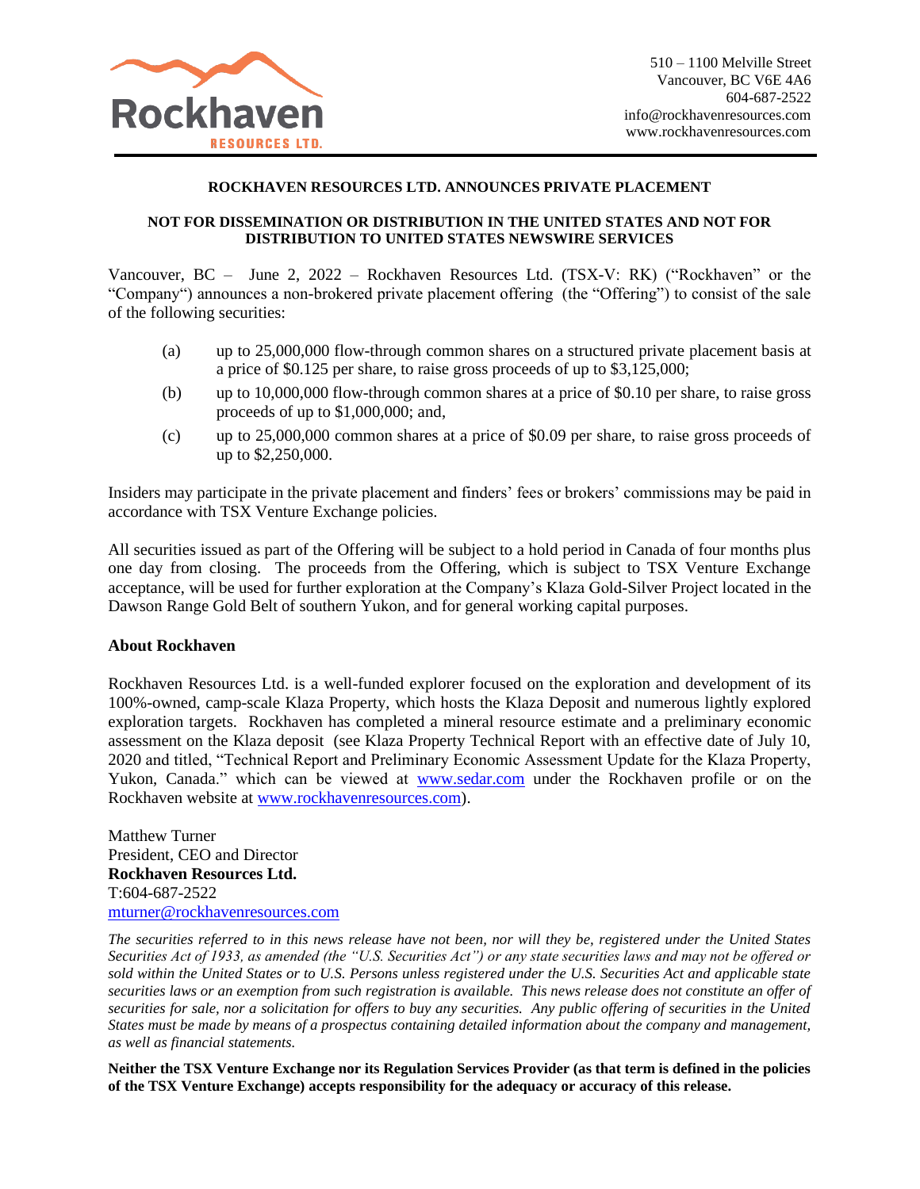Rockhaven
RESOURCES LTD.

510 – 1100 Melville Street
Vancouver, BC V6E 4A6
604-687-2522
info@rockhavenresources.com
www.rockhavenresources.com

# ROCKHAVEN RESOURCES LTD. ANNOUNCES PRIVATE PLACEMENT

**NOT FOR DISSEMINATION OR DISTRIBUTION IN THE UNITED STATES AND NOT FOR DISTRIBUTION TO UNITED STATES NEWSWIRE SERVICES**

Vancouver, BC – June 2, 2022 – Rockhaven Resources Ltd. (TSX-V: RK) ("Rockhaven" or the "Company") announces a non-brokered private placement offering (the "Offering") to consist of the sale of the following securities:

(a) up to 25,000,000 flow-through common shares on a structured private placement basis at a price of $0.125 per share, to raise gross proceeds of up to $3,125,000;

(b) up to 10,000,000 flow-through common shares at a price of $0.10 per share, to raise gross proceeds of up to $1,000,000; and,

(c) up to 25,000,000 common shares at a price of $0.09 per share, to raise gross proceeds of up to $2,250,000.

Insiders may participate in the private placement and finders' fees or brokers' commissions may be paid in accordance with TSX Venture Exchange policies.

All securities issued as part of the Offering will be subject to a hold period in Canada of four months plus one day from closing. The proceeds from the Offering, which is subject to TSX Venture Exchange acceptance, will be used for further exploration at the Company's Klaza Gold-Silver Project located in the Dawson Range Gold Belt of southern Yukon, and for general working capital purposes.

## About Rockhaven

Rockhaven Resources Ltd. is a well-funded explorer focused on the exploration and development of its 100%-owned, camp-scale Klaza Property, which hosts the Klaza Deposit and numerous lightly explored exploration targets. Rockhaven has completed a mineral resource estimate and a preliminary economic assessment on the Klaza deposit (see Klaza Property Technical Report with an effective date of July 10, 2020 and titled, "Technical Report and Preliminary Economic Assessment Update for the Klaza Property, Yukon, Canada." which can be viewed at www.sedar.com under the Rockhaven profile or on the Rockhaven website at www.rockhavenresources.com).

Matthew Turner
President, CEO and Director
**Rockhaven Resources Ltd.**
T:604-687-2522
mturner@rockhavenresources.com

*The securities referred to in this news release have not been, nor will they be, registered under the United States Securities Act of 1933, as amended (the "U.S. Securities Act") or any state securities laws and may not be offered or sold within the United States or to U.S. Persons unless registered under the U.S. Securities Act and applicable state securities laws or an exemption from such registration is available. This news release does not constitute an offer of securities for sale, nor a solicitation for offers to buy any securities. Any public offering of securities in the United States must be made by means of a prospectus containing detailed information about the company and management, as well as financial statements.*

**Neither the TSX Venture Exchange nor its Regulation Services Provider (as that term is defined in the policies of the TSX Venture Exchange) accepts responsibility for the adequacy or accuracy of this release.**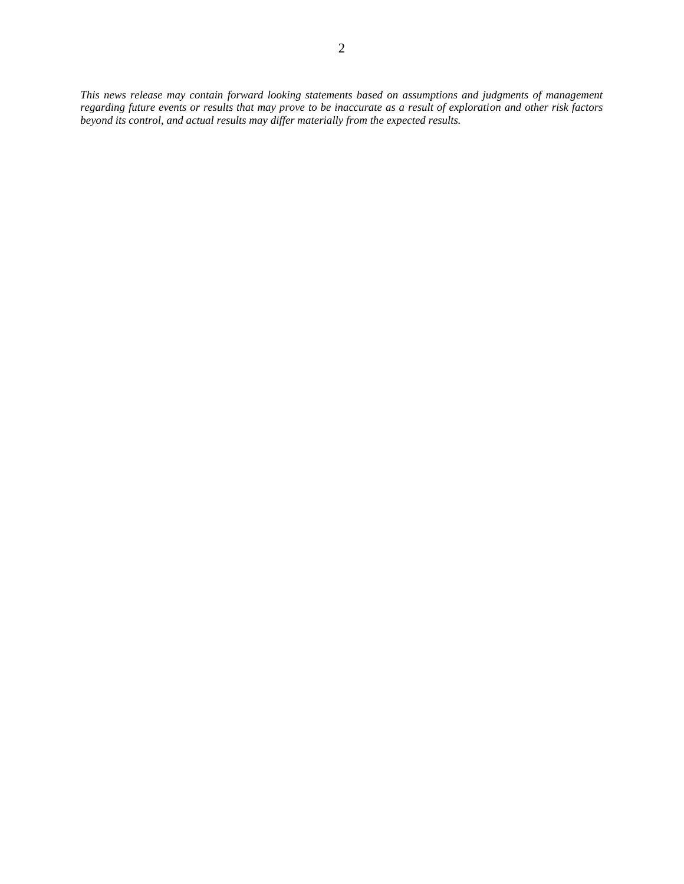*This news release may contain forward looking statements based on assumptions and judgments of management regarding future events or results that may prove to be inaccurate as a result of exploration and other risk factors beyond its control, and actual results may differ materially from the expected results.*